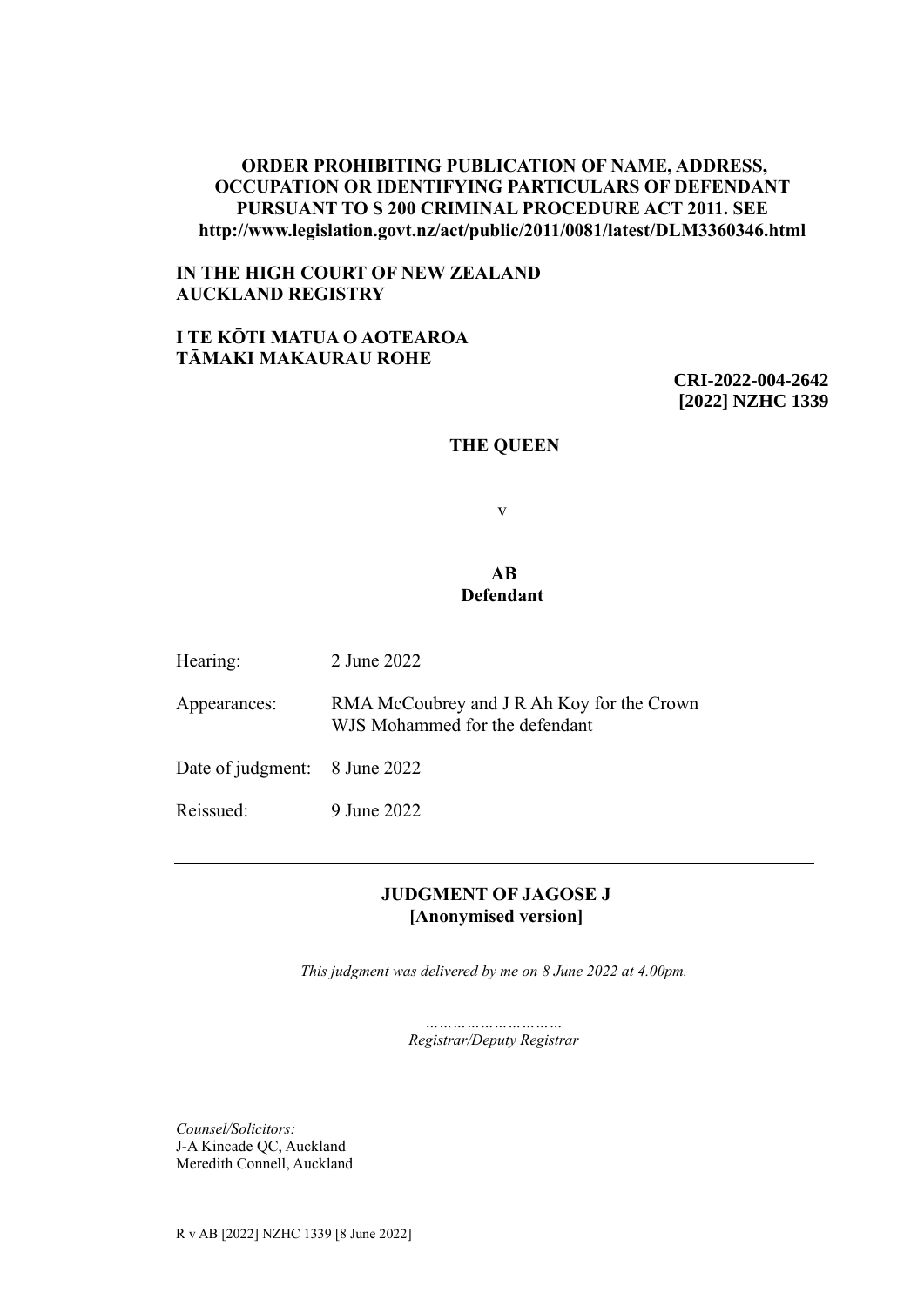**ORDER PROHIBITING PUBLICATION OF NAME, ADDRESS, OCCUPATION OR IDENTIFYING PARTICULARS OF DEFENDANT PURSUANT TO S 200 CRIMINAL PROCEDURE ACT 2011. SEE http://www.legislation.govt.nz/act/public/2011/0081/latest/DLM3360346.html**

**IN THE HIGH COURT OF NEW ZEALAND**
**AUCKLAND REGISTRY**

**I TE KŌTI MATUA O AOTEAROA**
**TĀMAKI MAKAURAU ROHE**

**CRI-2022-004-2642**
**[2022] NZHC 1339**

**THE QUEEN**

v

**AB**
**Defendant**

Hearing: 2 June 2022

Appearances: RMA McCoubrey and J R Ah Koy for the Crown
WJS Mohammed for the defendant

Date of judgment: 8 June 2022

Reissued: 9 June 2022

---

## JUDGMENT OF JAGOSE J
## [Anonymised version]

---

*This judgment was delivered by me on 8 June 2022 at 4.00pm.*

*…………………………*
*Registrar/Deputy Registrar*

*Counsel/Solicitors:*
J-A Kincade QC, Auckland
Meredith Connell, Auckland

R v AB [2022] NZHC 1339 [8 June 2022]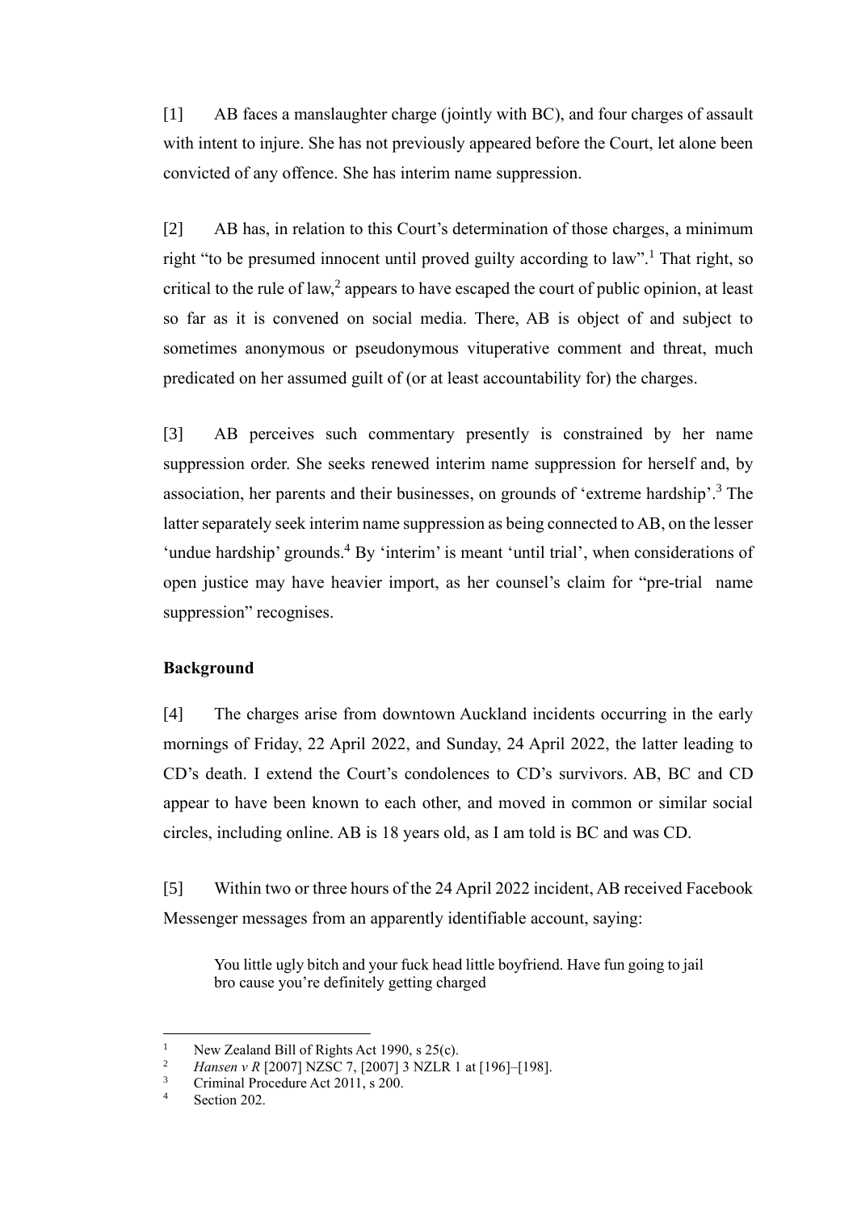[1] AB faces a manslaughter charge (jointly with BC), and four charges of assault with intent to injure. She has not previously appeared before the Court, let alone been convicted of any offence. She has interim name suppression.

[2] AB has, in relation to this Court's determination of those charges, a minimum right "to be presumed innocent until proved guilty according to law".[1] That right, so critical to the rule of law,[2] appears to have escaped the court of public opinion, at least so far as it is convened on social media. There, AB is object of and subject to sometimes anonymous or pseudonymous vituperative comment and threat, much predicated on her assumed guilt of (or at least accountability for) the charges.

[3] AB perceives such commentary presently is constrained by her name suppression order. She seeks renewed interim name suppression for herself and, by association, her parents and their businesses, on grounds of 'extreme hardship'.[3] The latter separately seek interim name suppression as being connected to AB, on the lesser 'undue hardship' grounds.[4] By 'interim' is meant 'until trial', when considerations of open justice may have heavier import, as her counsel's claim for "pre-trial name suppression" recognises.

**Background**

[4] The charges arise from downtown Auckland incidents occurring in the early mornings of Friday, 22 April 2022, and Sunday, 24 April 2022, the latter leading to CD's death. I extend the Court's condolences to CD's survivors. AB, BC and CD appear to have been known to each other, and moved in common or similar social circles, including online. AB is 18 years old, as I am told is BC and was CD.

[5] Within two or three hours of the 24 April 2022 incident, AB received Facebook Messenger messages from an apparently identifiable account, saying:

> You little ugly bitch and your fuck head little boyfriend. Have fun going to jail bro cause you're definitely getting charged

---

[1] New Zealand Bill of Rights Act 1990, s 25(c).
[2] *Hansen v R* [2007] NZSC 7, [2007] 3 NZLR 1 at [196]–[198].
[3] Criminal Procedure Act 2011, s 200.
[4] Section 202.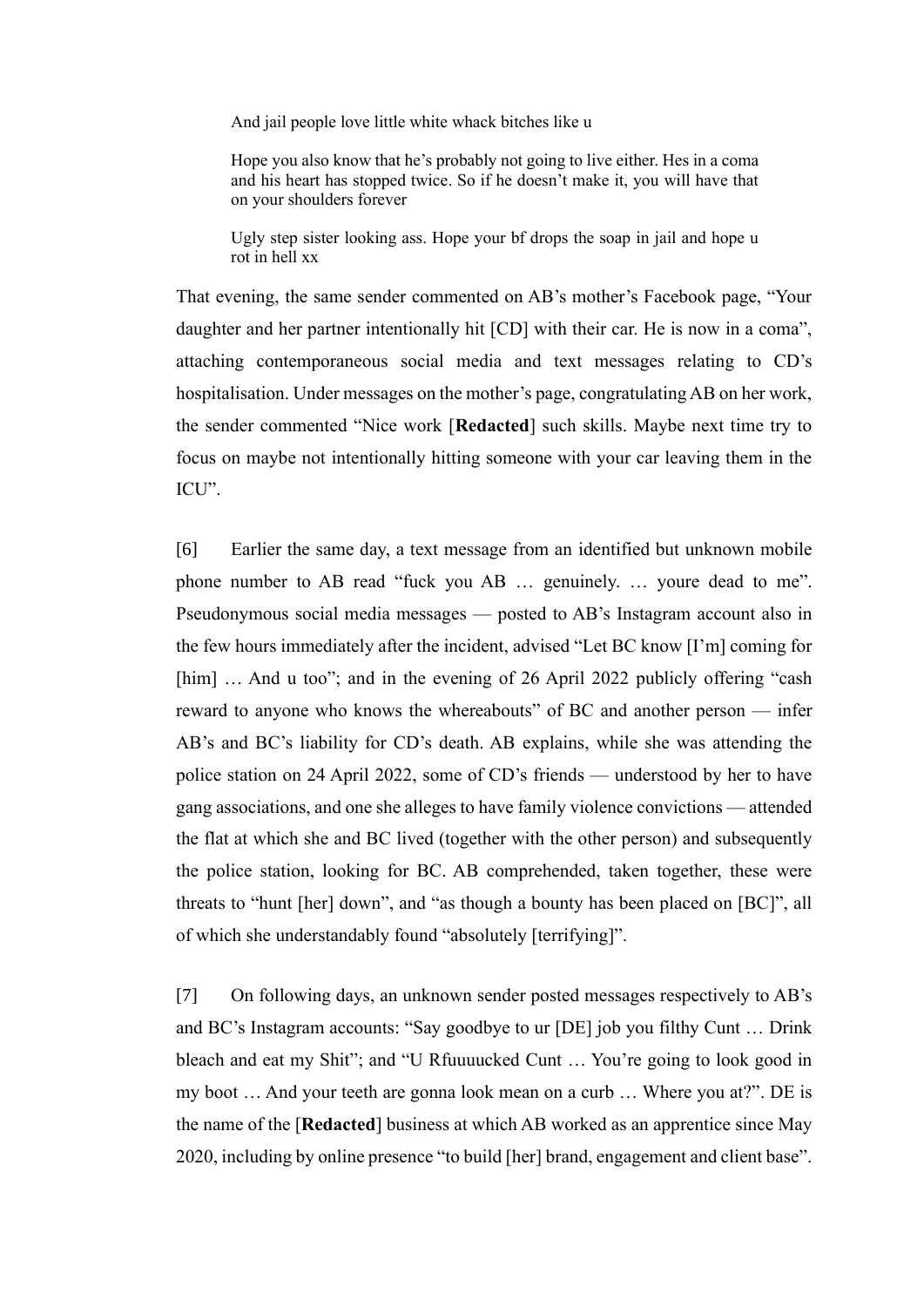> And jail people love little white whack bitches like u
>
> Hope you also know that he's probably not going to live either. Hes in a coma and his heart has stopped twice. So if he doesn't make it, you will have that on your shoulders forever
>
> Ugly step sister looking ass. Hope your bf drops the soap in jail and hope u rot in hell xx

That evening, the same sender commented on AB's mother's Facebook page, "Your daughter and her partner intentionally hit [CD] with their car. He is now in a coma", attaching contemporaneous social media and text messages relating to CD's hospitalisation. Under messages on the mother's page, congratulating AB on her work, the sender commented "Nice work [**Redacted**] such skills. Maybe next time try to focus on maybe not intentionally hitting someone with your car leaving them in the ICU".

[6] Earlier the same day, a text message from an identified but unknown mobile phone number to AB read "fuck you AB … genuinely. … youre dead to me". Pseudonymous social media messages — posted to AB's Instagram account also in the few hours immediately after the incident, advised "Let BC know [I'm] coming for [him] … And u too"; and in the evening of 26 April 2022 publicly offering "cash reward to anyone who knows the whereabouts" of BC and another person — infer AB's and BC's liability for CD's death. AB explains, while she was attending the police station on 24 April 2022, some of CD's friends — understood by her to have gang associations, and one she alleges to have family violence convictions — attended the flat at which she and BC lived (together with the other person) and subsequently the police station, looking for BC. AB comprehended, taken together, these were threats to "hunt [her] down", and "as though a bounty has been placed on [BC]", all of which she understandably found "absolutely [terrifying]".

[7] On following days, an unknown sender posted messages respectively to AB's and BC's Instagram accounts: "Say goodbye to ur [DE] job you filthy Cunt … Drink bleach and eat my Shit"; and "U Rfuuuucked Cunt … You're going to look good in my boot … And your teeth are gonna look mean on a curb … Where you at?". DE is the name of the [**Redacted**] business at which AB worked as an apprentice since May 2020, including by online presence "to build [her] brand, engagement and client base".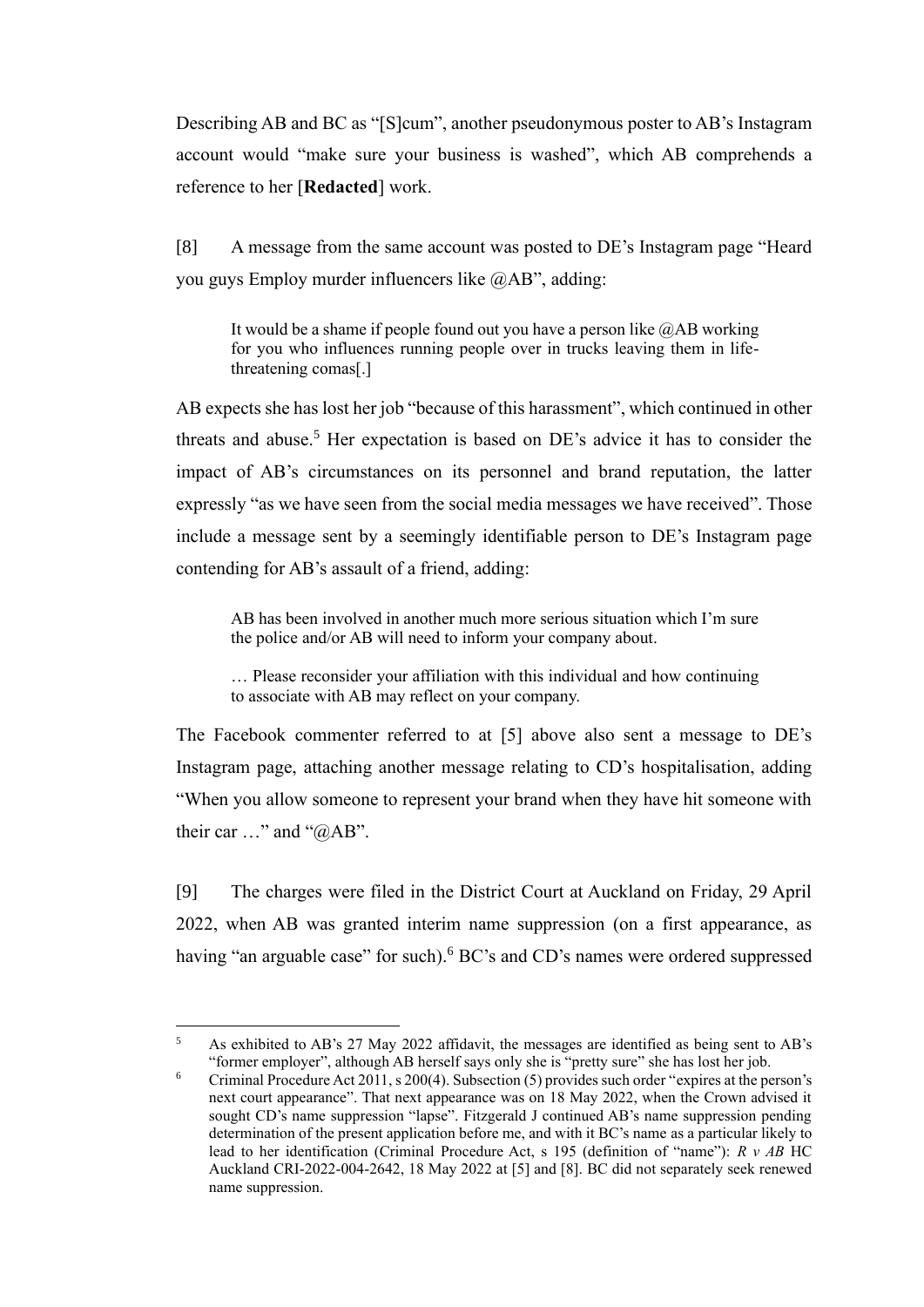Describing AB and BC as "[S]cum", another pseudonymous poster to AB's Instagram account would "make sure your business is washed", which AB comprehends a reference to her [**Redacted**] work.

[8] A message from the same account was posted to DE's Instagram page "Heard you guys Employ murder influencers like @AB", adding:

> It would be a shame if people found out you have a person like @AB working for you who influences running people over in trucks leaving them in life-threatening comas[.]

AB expects she has lost her job "because of this harassment", which continued in other threats and abuse.[5] Her expectation is based on DE's advice it has to consider the impact of AB's circumstances on its personnel and brand reputation, the latter expressly "as we have seen from the social media messages we have received". Those include a message sent by a seemingly identifiable person to DE's Instagram page contending for AB's assault of a friend, adding:

> AB has been involved in another much more serious situation which I'm sure the police and/or AB will need to inform your company about.
>
> … Please reconsider your affiliation with this individual and how continuing to associate with AB may reflect on your company.

The Facebook commenter referred to at [5] above also sent a message to DE's Instagram page, attaching another message relating to CD's hospitalisation, adding "When you allow someone to represent your brand when they have hit someone with their car …" and "@AB".

[9] The charges were filed in the District Court at Auckland on Friday, 29 April 2022, when AB was granted interim name suppression (on a first appearance, as having "an arguable case" for such).[6] BC's and CD's names were ordered suppressed

---

[5] As exhibited to AB's 27 May 2022 affidavit, the messages are identified as being sent to AB's "former employer", although AB herself says only she is "pretty sure" she has lost her job.

[6] Criminal Procedure Act 2011, s 200(4). Subsection (5) provides such order "expires at the person's next court appearance". That next appearance was on 18 May 2022, when the Crown advised it sought CD's name suppression "lapse". Fitzgerald J continued AB's name suppression pending determination of the present application before me, and with it BC's name as a particular likely to lead to her identification (Criminal Procedure Act, s 195 (definition of "name"): *R v AB* HC Auckland CRI-2022-004-2642, 18 May 2022 at [5] and [8]. BC did not separately seek renewed name suppression.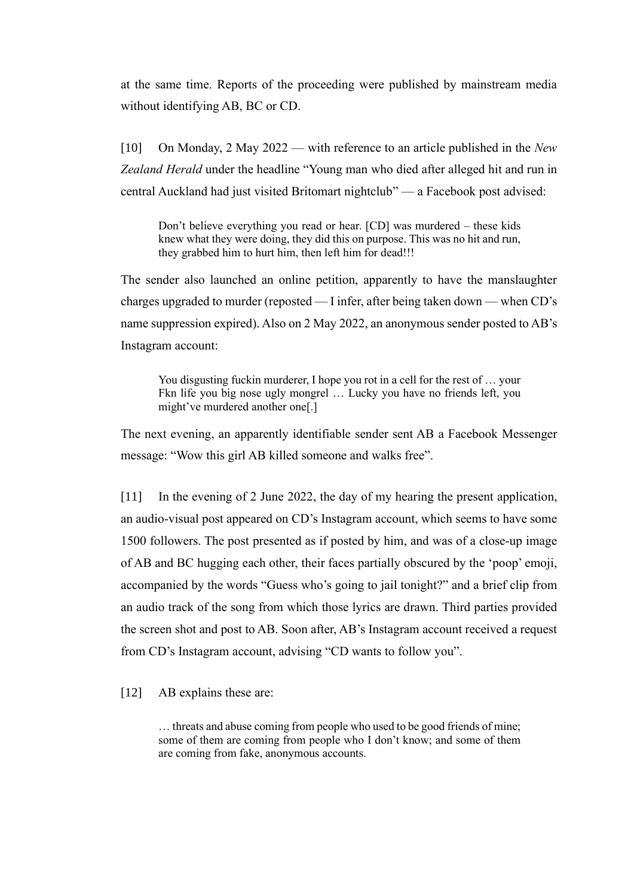at the same time. Reports of the proceeding were published by mainstream media without identifying AB, BC or CD.

[10] On Monday, 2 May 2022 — with reference to an article published in the *New Zealand Herald* under the headline "Young man who died after alleged hit and run in central Auckland had just visited Britomart nightclub" — a Facebook post advised:

> Don't believe everything you read or hear. [CD] was murdered – these kids knew what they were doing, they did this on purpose. This was no hit and run, they grabbed him to hurt him, then left him for dead!!!

The sender also launched an online petition, apparently to have the manslaughter charges upgraded to murder (reposted — I infer, after being taken down — when CD's name suppression expired). Also on 2 May 2022, an anonymous sender posted to AB's Instagram account:

> You disgusting fuckin murderer, I hope you rot in a cell for the rest of … your Fkn life you big nose ugly mongrel … Lucky you have no friends left, you might've murdered another one[.]

The next evening, an apparently identifiable sender sent AB a Facebook Messenger message: "Wow this girl AB killed someone and walks free".

[11] In the evening of 2 June 2022, the day of my hearing the present application, an audio-visual post appeared on CD's Instagram account, which seems to have some 1500 followers. The post presented as if posted by him, and was of a close-up image of AB and BC hugging each other, their faces partially obscured by the 'poop' emoji, accompanied by the words "Guess who's going to jail tonight?" and a brief clip from an audio track of the song from which those lyrics are drawn. Third parties provided the screen shot and post to AB. Soon after, AB's Instagram account received a request from CD's Instagram account, advising "CD wants to follow you".

[12] AB explains these are:

> … threats and abuse coming from people who used to be good friends of mine; some of them are coming from people who I don't know; and some of them are coming from fake, anonymous accounts.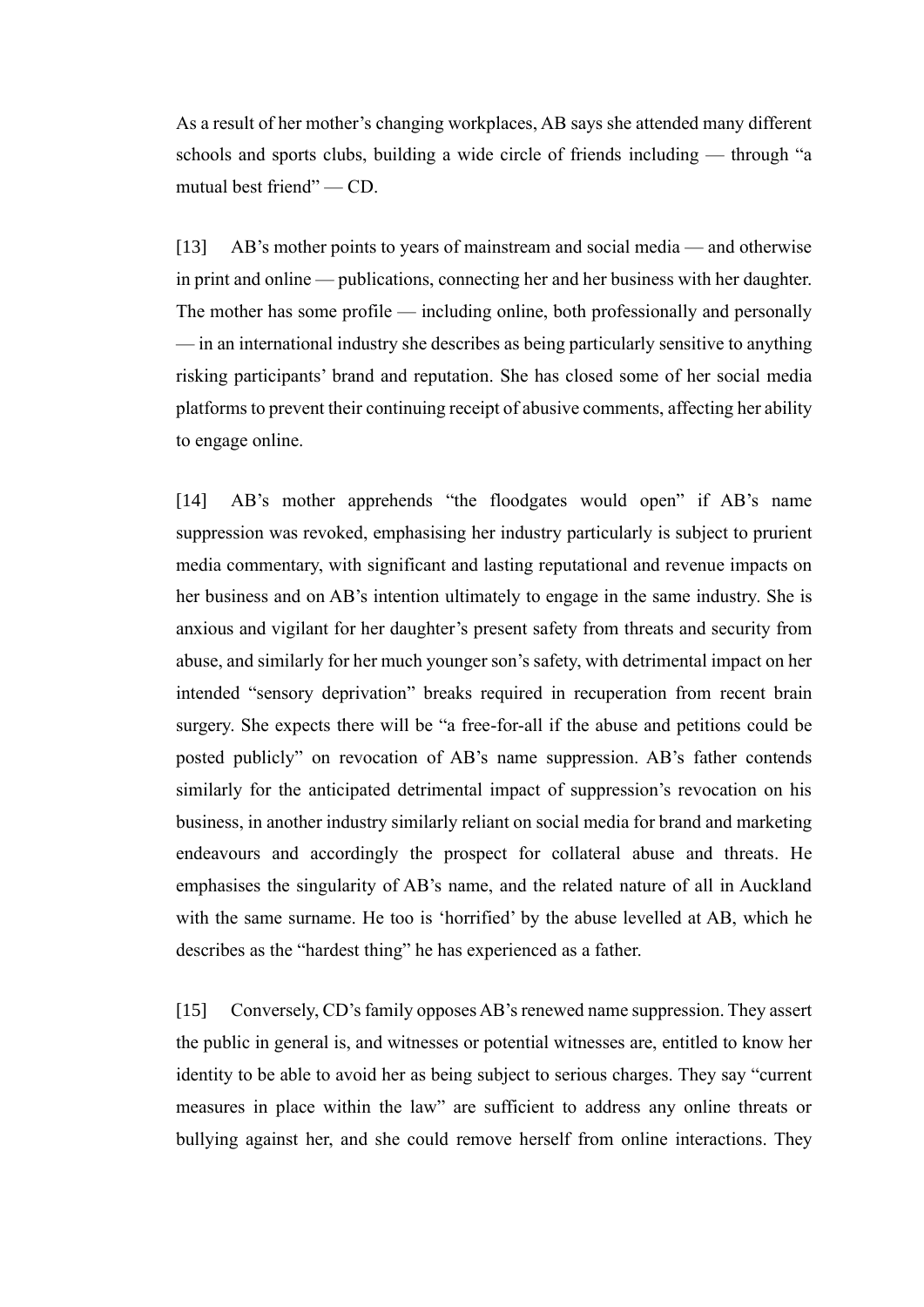As a result of her mother's changing workplaces, AB says she attended many different schools and sports clubs, building a wide circle of friends including — through "a mutual best friend" — CD.

[13] AB's mother points to years of mainstream and social media — and otherwise in print and online — publications, connecting her and her business with her daughter. The mother has some profile — including online, both professionally and personally — in an international industry she describes as being particularly sensitive to anything risking participants' brand and reputation. She has closed some of her social media platforms to prevent their continuing receipt of abusive comments, affecting her ability to engage online.

[14] AB's mother apprehends "the floodgates would open" if AB's name suppression was revoked, emphasising her industry particularly is subject to prurient media commentary, with significant and lasting reputational and revenue impacts on her business and on AB's intention ultimately to engage in the same industry. She is anxious and vigilant for her daughter's present safety from threats and security from abuse, and similarly for her much younger son's safety, with detrimental impact on her intended "sensory deprivation" breaks required in recuperation from recent brain surgery. She expects there will be "a free-for-all if the abuse and petitions could be posted publicly" on revocation of AB's name suppression. AB's father contends similarly for the anticipated detrimental impact of suppression's revocation on his business, in another industry similarly reliant on social media for brand and marketing endeavours and accordingly the prospect for collateral abuse and threats. He emphasises the singularity of AB's name, and the related nature of all in Auckland with the same surname. He too is 'horrified' by the abuse levelled at AB, which he describes as the "hardest thing" he has experienced as a father.

[15] Conversely, CD's family opposes AB's renewed name suppression. They assert the public in general is, and witnesses or potential witnesses are, entitled to know her identity to be able to avoid her as being subject to serious charges. They say "current measures in place within the law" are sufficient to address any online threats or bullying against her, and she could remove herself from online interactions. They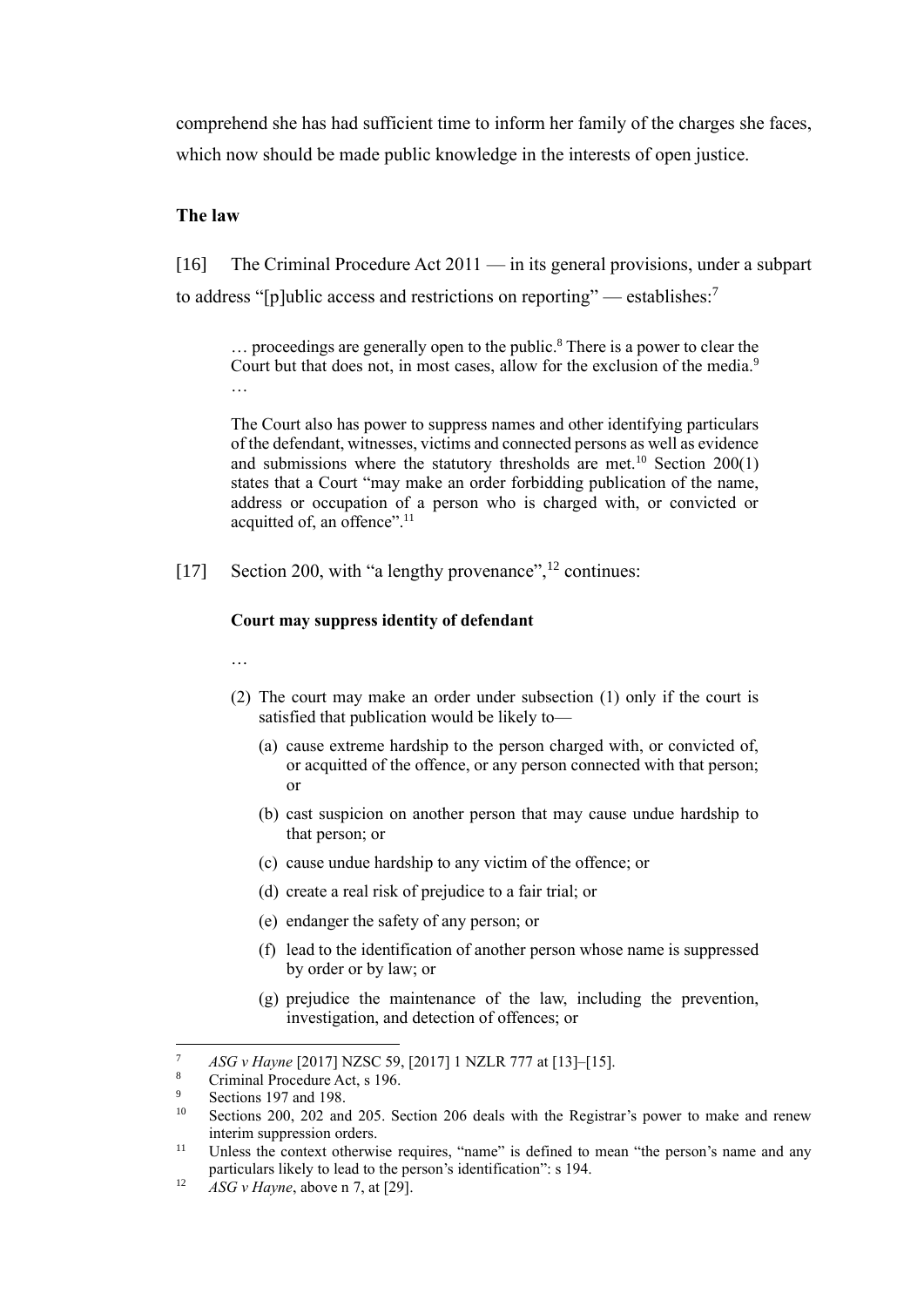comprehend she has had sufficient time to inform her family of the charges she faces, which now should be made public knowledge in the interests of open justice.

**The law**

[16] The Criminal Procedure Act 2011 — in its general provisions, under a subpart to address "[p]ublic access and restrictions on reporting" — establishes:[7]

> … proceedings are generally open to the public.[8] There is a power to clear the Court but that does not, in most cases, allow for the exclusion of the media.[9] …
>
> The Court also has power to suppress names and other identifying particulars of the defendant, witnesses, victims and connected persons as well as evidence and submissions where the statutory thresholds are met.[10] Section 200(1) states that a Court "may make an order forbidding publication of the name, address or occupation of a person who is charged with, or convicted or acquitted of, an offence".[11]

[17] Section 200, with "a lengthy provenance",[12] continues:

> **Court may suppress identity of defendant**
>
> …
>
> (2) The court may make an order under subsection (1) only if the court is satisfied that publication would be likely to—
>
> (a) cause extreme hardship to the person charged with, or convicted of, or acquitted of the offence, or any person connected with that person; or
>
> (b) cast suspicion on another person that may cause undue hardship to that person; or
>
> (c) cause undue hardship to any victim of the offence; or
>
> (d) create a real risk of prejudice to a fair trial; or
>
> (e) endanger the safety of any person; or
>
> (f) lead to the identification of another person whose name is suppressed by order or by law; or
>
> (g) prejudice the maintenance of the law, including the prevention, investigation, and detection of offences; or

---

[7] *ASG v Hayne* [2017] NZSC 59, [2017] 1 NZLR 777 at [13]–[15].

[8] Criminal Procedure Act, s 196.

[9] Sections 197 and 198.

[10] Sections 200, 202 and 205. Section 206 deals with the Registrar's power to make and renew interim suppression orders.

[11] Unless the context otherwise requires, "name" is defined to mean "the person's name and any particulars likely to lead to the person's identification": s 194.

[12] *ASG v Hayne*, above n 7, at [29].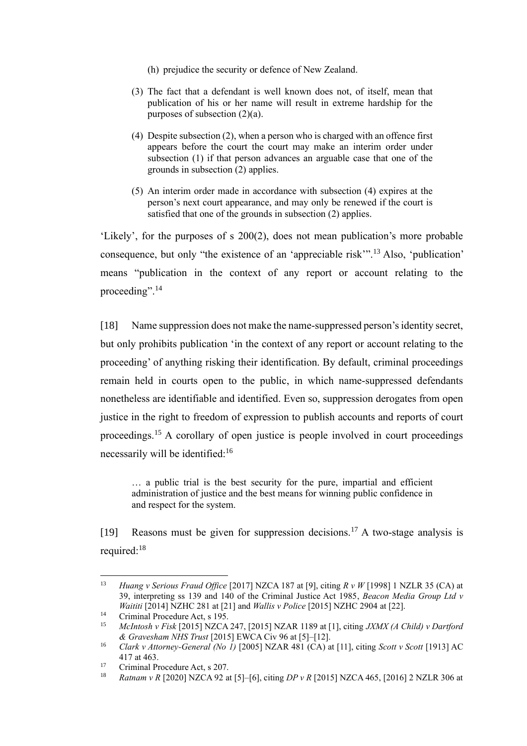(h) prejudice the security or defence of New Zealand.

(3) The fact that a defendant is well known does not, of itself, mean that publication of his or her name will result in extreme hardship for the purposes of subsection (2)(a).

(4) Despite subsection (2), when a person who is charged with an offence first appears before the court the court may make an interim order under subsection (1) if that person advances an arguable case that one of the grounds in subsection (2) applies.

(5) An interim order made in accordance with subsection (4) expires at the person's next court appearance, and may only be renewed if the court is satisfied that one of the grounds in subsection (2) applies.

'Likely', for the purposes of s 200(2), does not mean publication's more probable consequence, but only "the existence of an 'appreciable risk'".[13] Also, 'publication' means "publication in the context of any report or account relating to the proceeding".[14]

[18] Name suppression does not make the name-suppressed person's identity secret, but only prohibits publication 'in the context of any report or account relating to the proceeding' of anything risking their identification. By default, criminal proceedings remain held in courts open to the public, in which name-suppressed defendants nonetheless are identifiable and identified. Even so, suppression derogates from open justice in the right to freedom of expression to publish accounts and reports of court proceedings.[15] A corollary of open justice is people involved in court proceedings necessarily will be identified:[16]

> … a public trial is the best security for the pure, impartial and efficient administration of justice and the best means for winning public confidence in and respect for the system.

[19] Reasons must be given for suppression decisions.[17] A two-stage analysis is required:[18]

---

[13] *Huang v Serious Fraud Office* [2017] NZCA 187 at [9], citing *R v W* [1998] 1 NZLR 35 (CA) at 39, interpreting ss 139 and 140 of the Criminal Justice Act 1985, *Beacon Media Group Ltd v Waititi* [2014] NZHC 281 at [21] and *Wallis v Police* [2015] NZHC 2904 at [22].

[14] Criminal Procedure Act, s 195.

[15] *McIntosh v Fisk* [2015] NZCA 247, [2015] NZAR 1189 at [1], citing *JXMX (A Child) v Dartford & Gravesham NHS Trust* [2015] EWCA Civ 96 at [5]–[12].

[16] *Clark v Attorney-General (No 1)* [2005] NZAR 481 (CA) at [11], citing *Scott v Scott* [1913] AC 417 at 463.

[17] Criminal Procedure Act, s 207.

[18] *Ratnam v R* [2020] NZCA 92 at [5]–[6], citing *DP v R* [2015] NZCA 465, [2016] 2 NZLR 306 at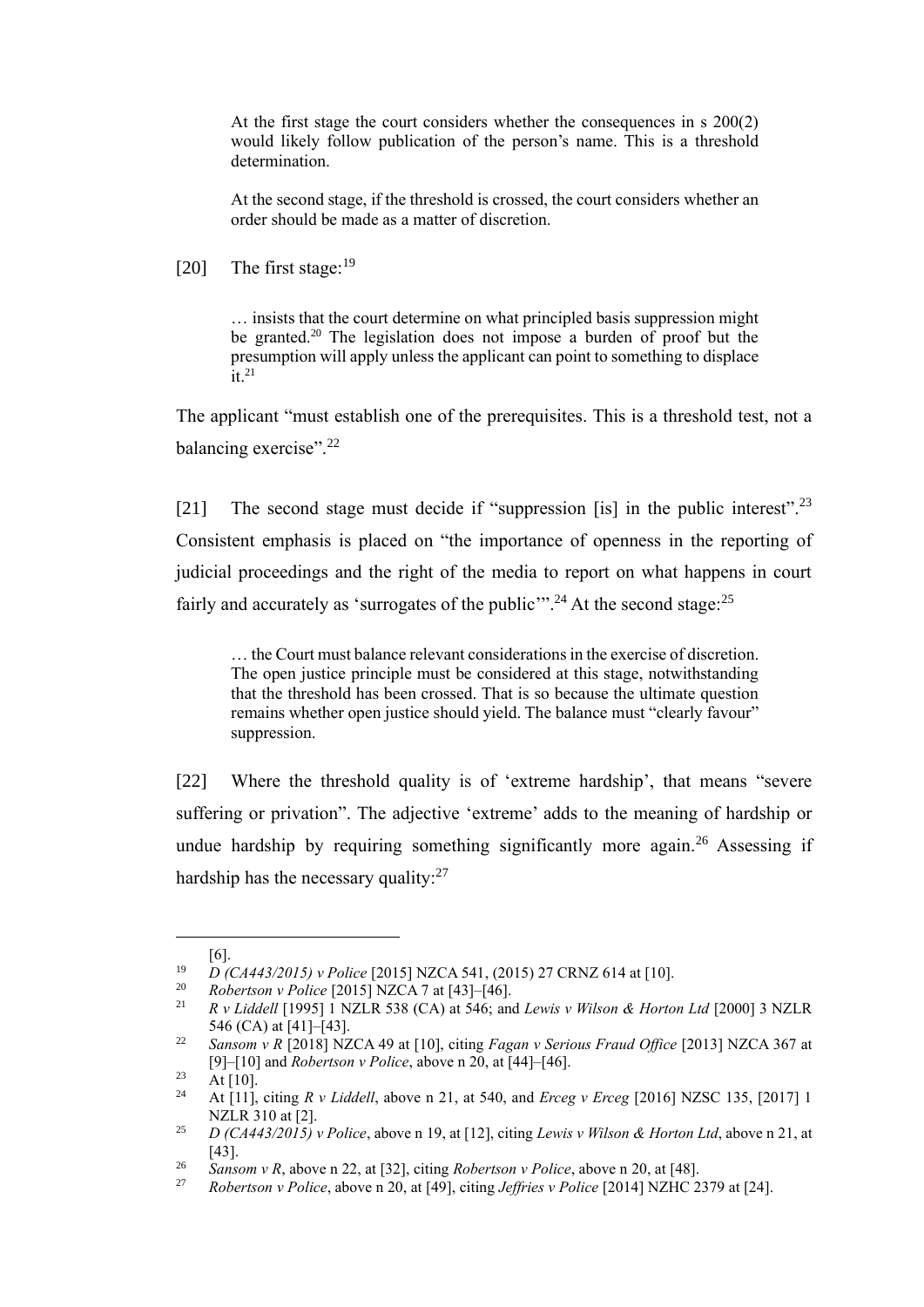> At the first stage the court considers whether the consequences in s 200(2) would likely follow publication of the person's name. This is a threshold determination.
>
> At the second stage, if the threshold is crossed, the court considers whether an order should be made as a matter of discretion.

[20] The first stage:[19]

> … insists that the court determine on what principled basis suppression might be granted.[20] The legislation does not impose a burden of proof but the presumption will apply unless the applicant can point to something to displace it.[21]

The applicant "must establish one of the prerequisites. This is a threshold test, not a balancing exercise".[22]

[21] The second stage must decide if "suppression [is] in the public interest".[23] Consistent emphasis is placed on "the importance of openness in the reporting of judicial proceedings and the right of the media to report on what happens in court fairly and accurately as 'surrogates of the public'".[24] At the second stage:[25]

> … the Court must balance relevant considerations in the exercise of discretion. The open justice principle must be considered at this stage, notwithstanding that the threshold has been crossed. That is so because the ultimate question remains whether open justice should yield. The balance must "clearly favour" suppression.

[22] Where the threshold quality is of 'extreme hardship', that means "severe suffering or privation". The adjective 'extreme' adds to the meaning of hardship or undue hardship by requiring something significantly more again.[26] Assessing if hardship has the necessary quality:[27]

---

[6].

[19] *D (CA443/2015) v Police* [2015] NZCA 541, (2015) 27 CRNZ 614 at [10].

[20] *Robertson v Police* [2015] NZCA 7 at [43]–[46].

[21] *R v Liddell* [1995] 1 NZLR 538 (CA) at 546; and *Lewis v Wilson & Horton Ltd* [2000] 3 NZLR 546 (CA) at [41]–[43].

[22] *Sansom v R* [2018] NZCA 49 at [10], citing *Fagan v Serious Fraud Office* [2013] NZCA 367 at [9]–[10] and *Robertson v Police*, above n 20, at [44]–[46].

[23] At [10].

[24] At [11], citing *R v Liddell*, above n 21, at 540, and *Erceg v Erceg* [2016] NZSC 135, [2017] 1 NZLR 310 at [2].

[25] *D (CA443/2015) v Police*, above n 19, at [12], citing *Lewis v Wilson & Horton Ltd*, above n 21, at [43].

[26] *Sansom v R*, above n 22, at [32], citing *Robertson v Police*, above n 20, at [48].

[27] *Robertson v Police*, above n 20, at [49], citing *Jeffries v Police* [2014] NZHC 2379 at [24].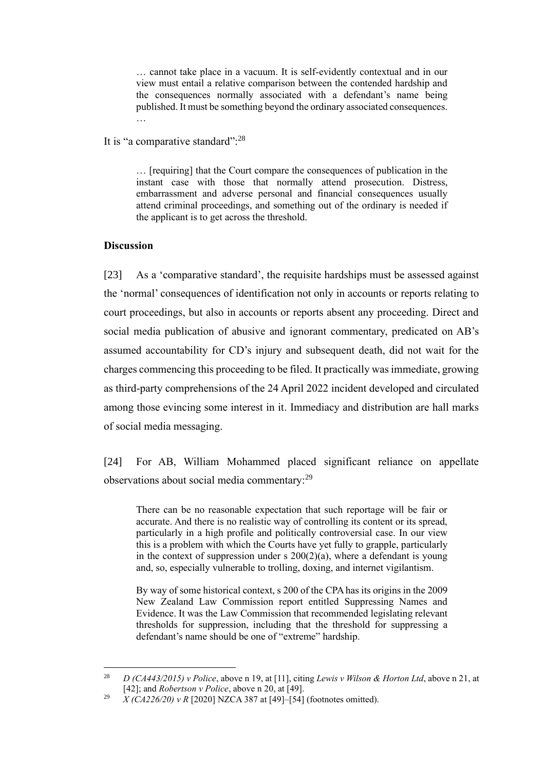> … cannot take place in a vacuum. It is self-evidently contextual and in our view must entail a relative comparison between the contended hardship and the consequences normally associated with a defendant's name being published. It must be something beyond the ordinary associated consequences. …

It is "a comparative standard":[28]

> … [requiring] that the Court compare the consequences of publication in the instant case with those that normally attend prosecution. Distress, embarrassment and adverse personal and financial consequences usually attend criminal proceedings, and something out of the ordinary is needed if the applicant is to get across the threshold.

## Discussion

[23] As a 'comparative standard', the requisite hardships must be assessed against the 'normal' consequences of identification not only in accounts or reports relating to court proceedings, but also in accounts or reports absent any proceeding. Direct and social media publication of abusive and ignorant commentary, predicated on AB's assumed accountability for CD's injury and subsequent death, did not wait for the charges commencing this proceeding to be filed. It practically was immediate, growing as third-party comprehensions of the 24 April 2022 incident developed and circulated among those evincing some interest in it. Immediacy and distribution are hall marks of social media messaging.

[24] For AB, William Mohammed placed significant reliance on appellate observations about social media commentary:[29]

> There can be no reasonable expectation that such reportage will be fair or accurate. And there is no realistic way of controlling its content or its spread, particularly in a high profile and politically controversial case. In our view this is a problem with which the Courts have yet fully to grapple, particularly in the context of suppression under s 200(2)(a), where a defendant is young and, so, especially vulnerable to trolling, doxing, and internet vigilantism.
>
> By way of some historical context, s 200 of the CPA has its origins in the 2009 New Zealand Law Commission report entitled Suppressing Names and Evidence. It was the Law Commission that recommended legislating relevant thresholds for suppression, including that the threshold for suppressing a defendant's name should be one of "extreme" hardship.

---

[28] *D (CA443/2015) v Police*, above n 19, at [11], citing *Lewis v Wilson & Horton Ltd*, above n 21, at [42]; and *Robertson v Police*, above n 20, at [49].

[29] *X (CA226/20) v R* [2020] NZCA 387 at [49]–[54] (footnotes omitted).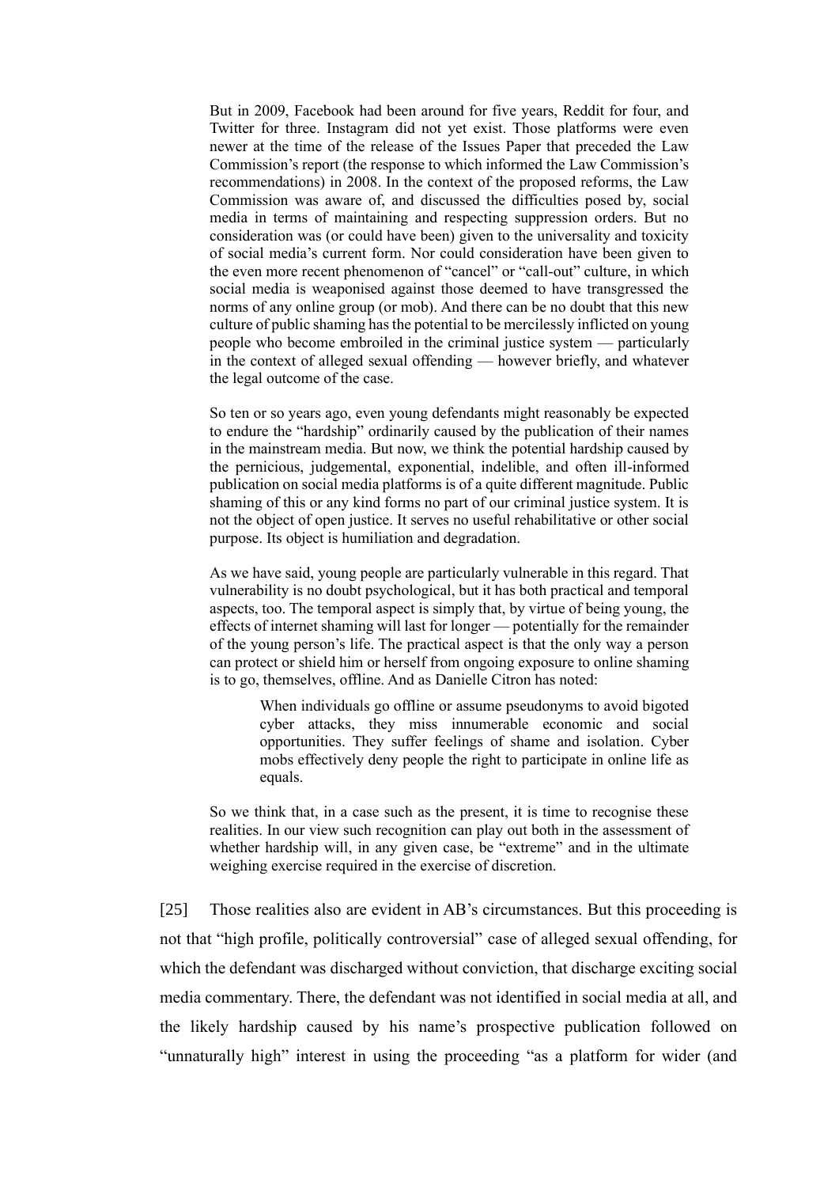> But in 2009, Facebook had been around for five years, Reddit for four, and Twitter for three. Instagram did not yet exist. Those platforms were even newer at the time of the release of the Issues Paper that preceded the Law Commission's report (the response to which informed the Law Commission's recommendations) in 2008. In the context of the proposed reforms, the Law Commission was aware of, and discussed the difficulties posed by, social media in terms of maintaining and respecting suppression orders. But no consideration was (or could have been) given to the universality and toxicity of social media's current form. Nor could consideration have been given to the even more recent phenomenon of "cancel" or "call-out" culture, in which social media is weaponised against those deemed to have transgressed the norms of any online group (or mob). And there can be no doubt that this new culture of public shaming has the potential to be mercilessly inflicted on young people who become embroiled in the criminal justice system — particularly in the context of alleged sexual offending — however briefly, and whatever the legal outcome of the case.
>
> So ten or so years ago, even young defendants might reasonably be expected to endure the "hardship" ordinarily caused by the publication of their names in the mainstream media. But now, we think the potential hardship caused by the pernicious, judgemental, exponential, indelible, and often ill-informed publication on social media platforms is of a quite different magnitude. Public shaming of this or any kind forms no part of our criminal justice system. It is not the object of open justice. It serves no useful rehabilitative or other social purpose. Its object is humiliation and degradation.
>
> As we have said, young people are particularly vulnerable in this regard. That vulnerability is no doubt psychological, but it has both practical and temporal aspects, too. The temporal aspect is simply that, by virtue of being young, the effects of internet shaming will last for longer — potentially for the remainder of the young person's life. The practical aspect is that the only way a person can protect or shield him or herself from ongoing exposure to online shaming is to go, themselves, offline. And as Danielle Citron has noted:
>
>> When individuals go offline or assume pseudonyms to avoid bigoted cyber attacks, they miss innumerable economic and social opportunities. They suffer feelings of shame and isolation. Cyber mobs effectively deny people the right to participate in online life as equals.
>
> So we think that, in a case such as the present, it is time to recognise these realities. In our view such recognition can play out both in the assessment of whether hardship will, in any given case, be "extreme" and in the ultimate weighing exercise required in the exercise of discretion.

[25] Those realities also are evident in AB's circumstances. But this proceeding is not that "high profile, politically controversial" case of alleged sexual offending, for which the defendant was discharged without conviction, that discharge exciting social media commentary. There, the defendant was not identified in social media at all, and the likely hardship caused by his name's prospective publication followed on "unnaturally high" interest in using the proceeding "as a platform for wider (and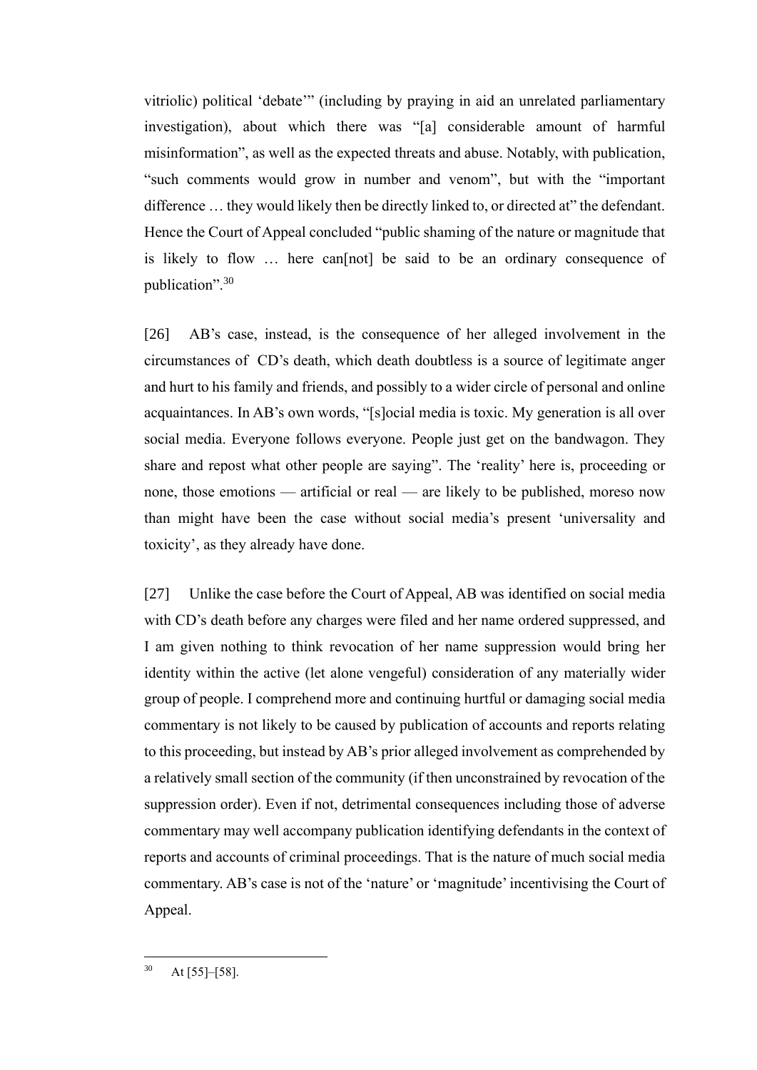vitriolic) political 'debate'" (including by praying in aid an unrelated parliamentary investigation), about which there was "[a] considerable amount of harmful misinformation", as well as the expected threats and abuse. Notably, with publication, "such comments would grow in number and venom", but with the "important difference … they would likely then be directly linked to, or directed at" the defendant. Hence the Court of Appeal concluded "public shaming of the nature or magnitude that is likely to flow … here can[not] be said to be an ordinary consequence of publication".[30]

[26] AB's case, instead, is the consequence of her alleged involvement in the circumstances of CD's death, which death doubtless is a source of legitimate anger and hurt to his family and friends, and possibly to a wider circle of personal and online acquaintances. In AB's own words, "[s]ocial media is toxic. My generation is all over social media. Everyone follows everyone. People just get on the bandwagon. They share and repost what other people are saying". The 'reality' here is, proceeding or none, those emotions — artificial or real — are likely to be published, moreso now than might have been the case without social media's present 'universality and toxicity', as they already have done.

[27] Unlike the case before the Court of Appeal, AB was identified on social media with CD's death before any charges were filed and her name ordered suppressed, and I am given nothing to think revocation of her name suppression would bring her identity within the active (let alone vengeful) consideration of any materially wider group of people. I comprehend more and continuing hurtful or damaging social media commentary is not likely to be caused by publication of accounts and reports relating to this proceeding, but instead by AB's prior alleged involvement as comprehended by a relatively small section of the community (if then unconstrained by revocation of the suppression order). Even if not, detrimental consequences including those of adverse commentary may well accompany publication identifying defendants in the context of reports and accounts of criminal proceedings. That is the nature of much social media commentary. AB's case is not of the 'nature' or 'magnitude' incentivising the Court of Appeal.

[30] At [55]–[58].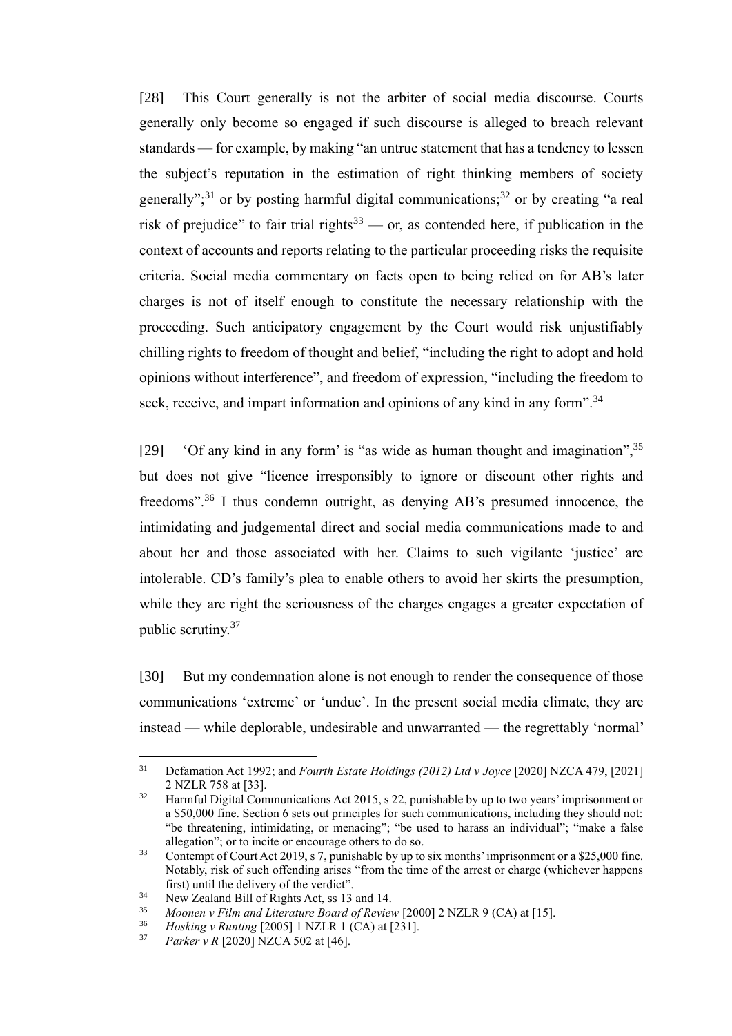[28] This Court generally is not the arbiter of social media discourse. Courts generally only become so engaged if such discourse is alleged to breach relevant standards — for example, by making "an untrue statement that has a tendency to lessen the subject's reputation in the estimation of right thinking members of society generally";[31] or by posting harmful digital communications;[32] or by creating "a real risk of prejudice" to fair trial rights[33] — or, as contended here, if publication in the context of accounts and reports relating to the particular proceeding risks the requisite criteria. Social media commentary on facts open to being relied on for AB's later charges is not of itself enough to constitute the necessary relationship with the proceeding. Such anticipatory engagement by the Court would risk unjustifiably chilling rights to freedom of thought and belief, "including the right to adopt and hold opinions without interference", and freedom of expression, "including the freedom to seek, receive, and impart information and opinions of any kind in any form".[34]

[29] 'Of any kind in any form' is "as wide as human thought and imagination",[35] but does not give "licence irresponsibly to ignore or discount other rights and freedoms".[36] I thus condemn outright, as denying AB's presumed innocence, the intimidating and judgemental direct and social media communications made to and about her and those associated with her. Claims to such vigilante 'justice' are intolerable. CD's family's plea to enable others to avoid her skirts the presumption, while they are right the seriousness of the charges engages a greater expectation of public scrutiny.[37]

[30] But my condemnation alone is not enough to render the consequence of those communications 'extreme' or 'undue'. In the present social media climate, they are instead — while deplorable, undesirable and unwarranted — the regrettably 'normal'

---

[31] Defamation Act 1992; and *Fourth Estate Holdings (2012) Ltd v Joyce* [2020] NZCA 479, [2021] 2 NZLR 758 at [33].

[32] Harmful Digital Communications Act 2015, s 22, punishable by up to two years' imprisonment or a $50,000 fine. Section 6 sets out principles for such communications, including they should not: "be threatening, intimidating, or menacing"; "be used to harass an individual"; "make a false allegation"; or to incite or encourage others to do so.

[33] Contempt of Court Act 2019, s 7, punishable by up to six months' imprisonment or a $25,000 fine. Notably, risk of such offending arises "from the time of the arrest or charge (whichever happens first) until the delivery of the verdict".

[34] New Zealand Bill of Rights Act, ss 13 and 14.

[35] *Moonen v Film and Literature Board of Review* [2000] 2 NZLR 9 (CA) at [15].

[36] *Hosking v Runting* [2005] 1 NZLR 1 (CA) at [231].

[37] *Parker v R* [2020] NZCA 502 at [46].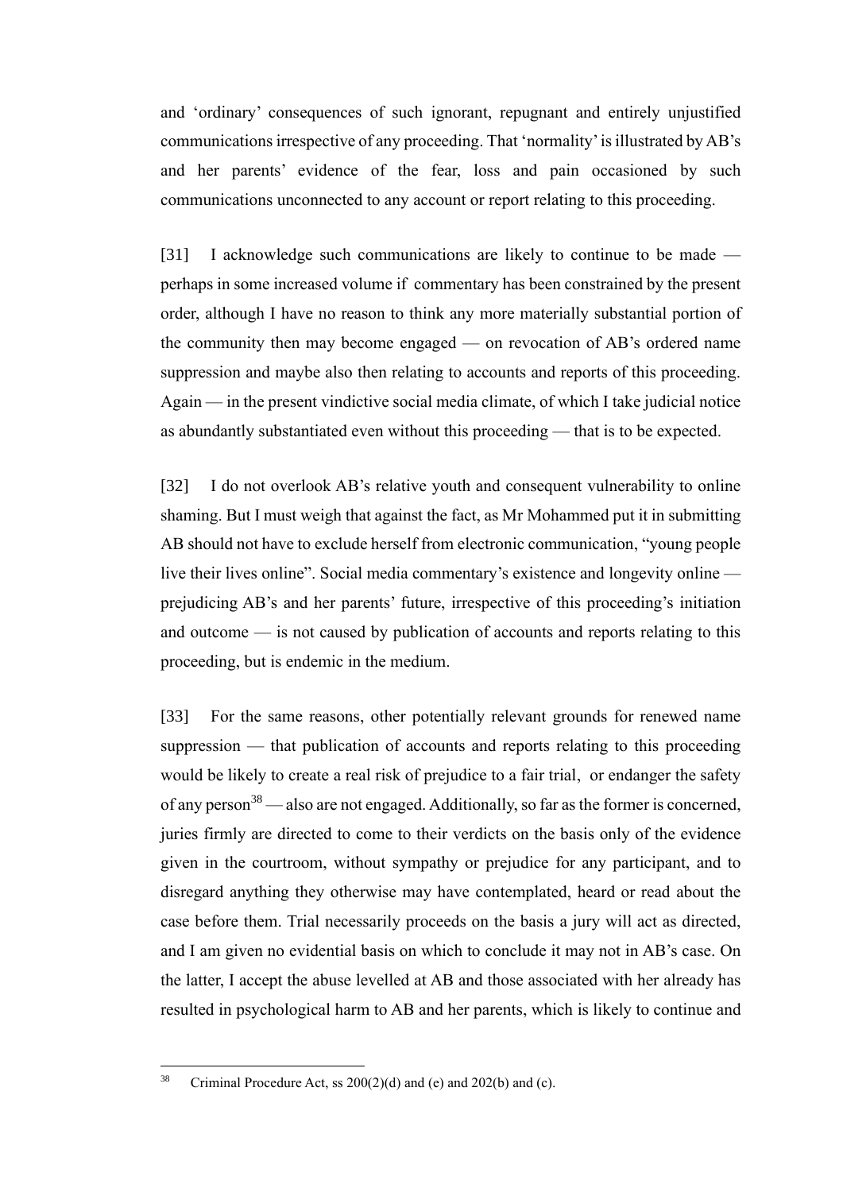and 'ordinary' consequences of such ignorant, repugnant and entirely unjustified communications irrespective of any proceeding. That 'normality' is illustrated by AB's and her parents' evidence of the fear, loss and pain occasioned by such communications unconnected to any account or report relating to this proceeding.

[31] I acknowledge such communications are likely to continue to be made — perhaps in some increased volume if commentary has been constrained by the present order, although I have no reason to think any more materially substantial portion of the community then may become engaged — on revocation of AB's ordered name suppression and maybe also then relating to accounts and reports of this proceeding. Again — in the present vindictive social media climate, of which I take judicial notice as abundantly substantiated even without this proceeding — that is to be expected.

[32] I do not overlook AB's relative youth and consequent vulnerability to online shaming. But I must weigh that against the fact, as Mr Mohammed put it in submitting AB should not have to exclude herself from electronic communication, "young people live their lives online". Social media commentary's existence and longevity online — prejudicing AB's and her parents' future, irrespective of this proceeding's initiation and outcome — is not caused by publication of accounts and reports relating to this proceeding, but is endemic in the medium.

[33] For the same reasons, other potentially relevant grounds for renewed name suppression — that publication of accounts and reports relating to this proceeding would be likely to create a real risk of prejudice to a fair trial, or endanger the safety of any person[38] — also are not engaged. Additionally, so far as the former is concerned, juries firmly are directed to come to their verdicts on the basis only of the evidence given in the courtroom, without sympathy or prejudice for any participant, and to disregard anything they otherwise may have contemplated, heard or read about the case before them. Trial necessarily proceeds on the basis a jury will act as directed, and I am given no evidential basis on which to conclude it may not in AB's case. On the latter, I accept the abuse levelled at AB and those associated with her already has resulted in psychological harm to AB and her parents, which is likely to continue and

[38] Criminal Procedure Act, ss 200(2)(d) and (e) and 202(b) and (c).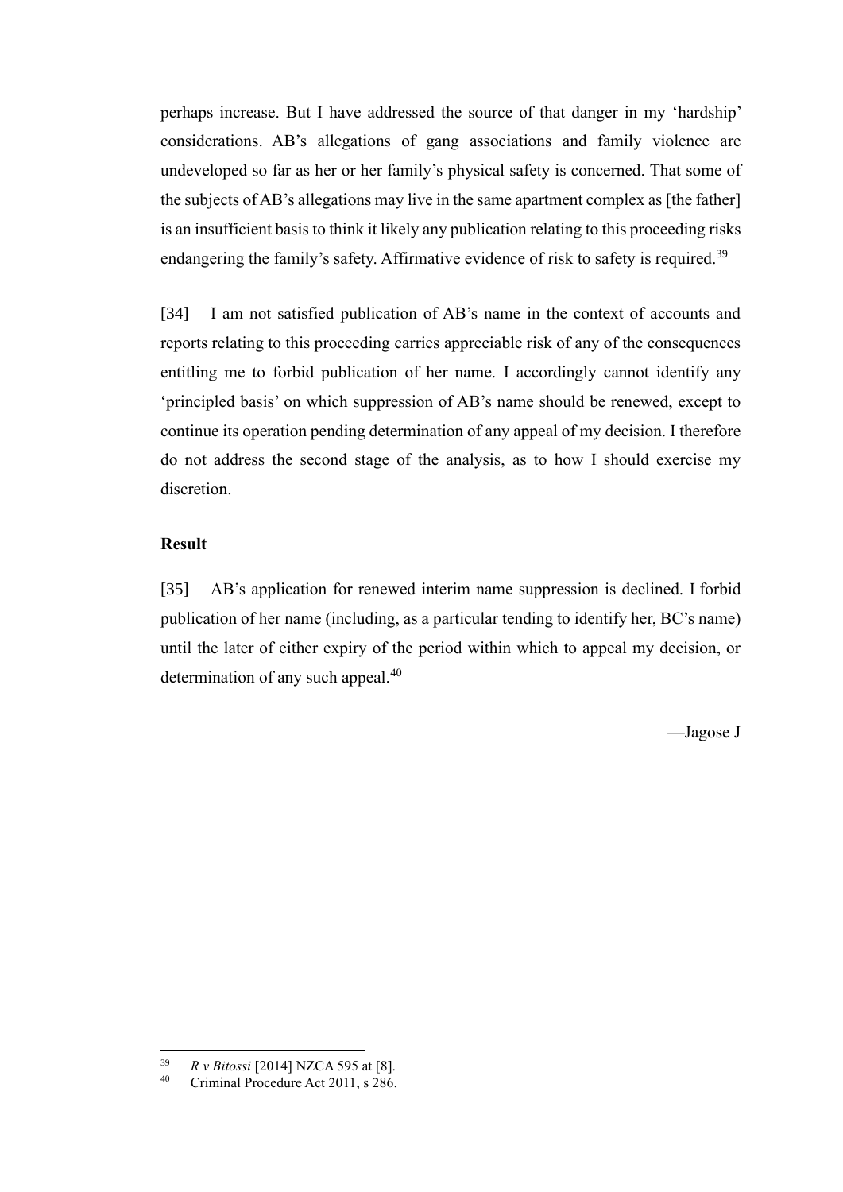perhaps increase. But I have addressed the source of that danger in my 'hardship' considerations. AB's allegations of gang associations and family violence are undeveloped so far as her or her family's physical safety is concerned. That some of the subjects of AB's allegations may live in the same apartment complex as [the father] is an insufficient basis to think it likely any publication relating to this proceeding risks endangering the family's safety. Affirmative evidence of risk to safety is required.[39]

[34] I am not satisfied publication of AB's name in the context of accounts and reports relating to this proceeding carries appreciable risk of any of the consequences entitling me to forbid publication of her name. I accordingly cannot identify any 'principled basis' on which suppression of AB's name should be renewed, except to continue its operation pending determination of any appeal of my decision. I therefore do not address the second stage of the analysis, as to how I should exercise my discretion.

**Result**

[35] AB's application for renewed interim name suppression is declined. I forbid publication of her name (including, as a particular tending to identify her, BC's name) until the later of either expiry of the period within which to appeal my decision, or determination of any such appeal.[40]

—Jagose J

---

[39] *R v Bitossi* [2014] NZCA 595 at [8].

[40] Criminal Procedure Act 2011, s 286.